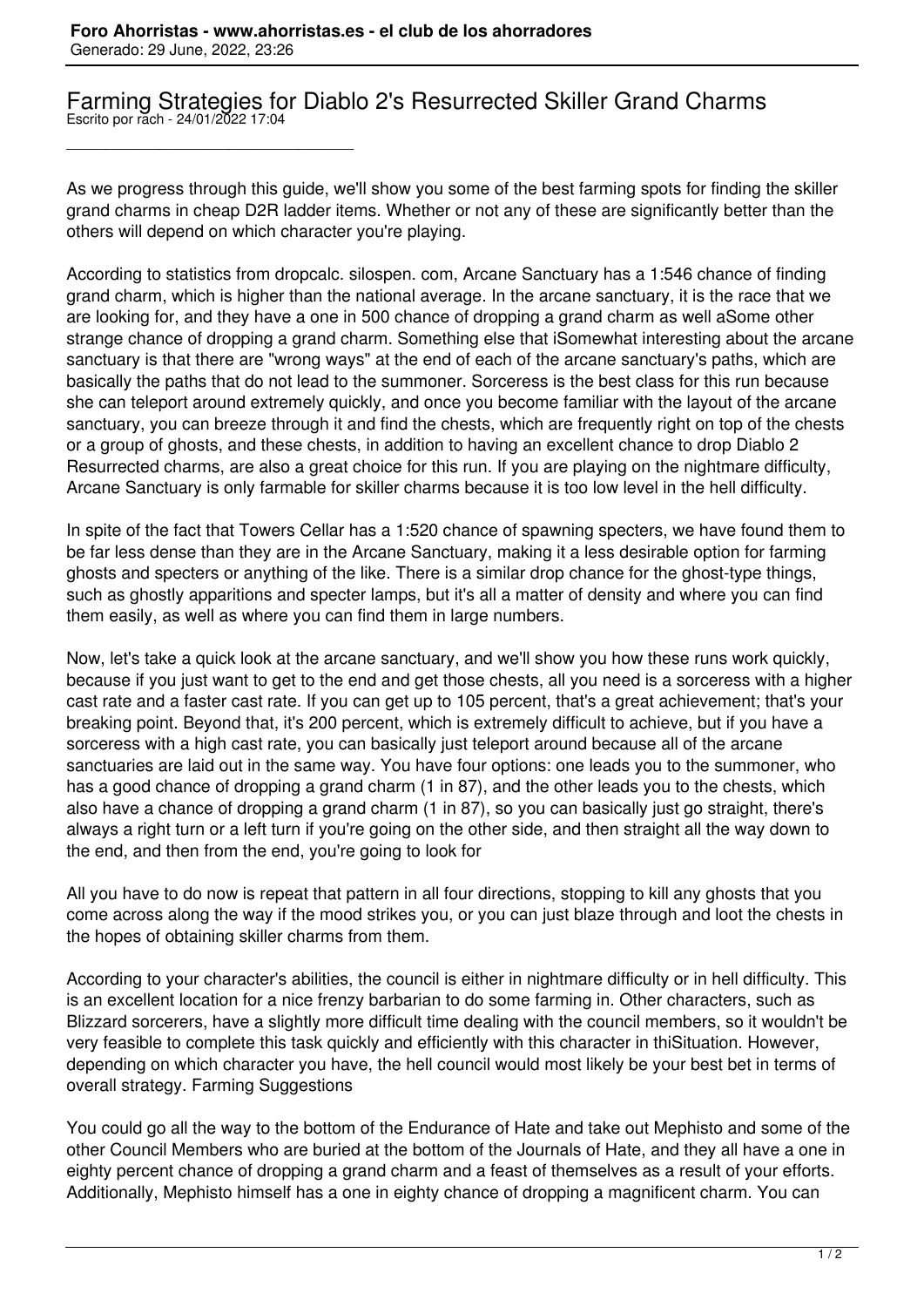# Farming Strategies for Diablo 2's Resurrected Skiller Grand Charms

Escrito por rach - 24/01/2022 17:04

---

As we progress through this guide, we'll show you some of the best farming spots for finding the skiller grand charms in cheap D2R ladder items. Whether or not any of these are significantly better than the others will depend on which character you're playing.

According to statistics from dropcalc. silospen. com, Arcane Sanctuary has a 1:546 chance of finding grand charm, which is higher than the national average. In the arcane sanctuary, it is the race that we are looking for, and they have a one in 500 chance of dropping a grand charm as well aSome other strange chance of dropping a grand charm. Something else that iSomewhat interesting about the arcane sanctuary is that there are "wrong ways" at the end of each of the arcane sanctuary's paths, which are basically the paths that do not lead to the summoner. Sorceress is the best class for this run because she can teleport around extremely quickly, and once you become familiar with the layout of the arcane sanctuary, you can breeze through it and find the chests, which are frequently right on top of the chests or a group of ghosts, and these chests, in addition to having an excellent chance to drop Diablo 2 Resurrected charms, are also a great choice for this run. If you are playing on the nightmare difficulty, Arcane Sanctuary is only farmable for skiller charms because it is too low level in the hell difficulty.

In spite of the fact that Towers Cellar has a 1:520 chance of spawning specters, we have found them to be far less dense than they are in the Arcane Sanctuary, making it a less desirable option for farming ghosts and specters or anything of the like. There is a similar drop chance for the ghost-type things, such as ghostly apparitions and specter lamps, but it's all a matter of density and where you can find them easily, as well as where you can find them in large numbers.

Now, let's take a quick look at the arcane sanctuary, and we'll show you how these runs work quickly, because if you just want to get to the end and get those chests, all you need is a sorceress with a higher cast rate and a faster cast rate. If you can get up to 105 percent, that's a great achievement; that's your breaking point. Beyond that, it's 200 percent, which is extremely difficult to achieve, but if you have a sorceress with a high cast rate, you can basically just teleport around because all of the arcane sanctuaries are laid out in the same way. You have four options: one leads you to the summoner, who has a good chance of dropping a grand charm (1 in 87), and the other leads you to the chests, which also have a chance of dropping a grand charm (1 in 87), so you can basically just go straight, there's always a right turn or a left turn if you're going on the other side, and then straight all the way down to the end, and then from the end, you're going to look for

All you have to do now is repeat that pattern in all four directions, stopping to kill any ghosts that you come across along the way if the mood strikes you, or you can just blaze through and loot the chests in the hopes of obtaining skiller charms from them.

According to your character's abilities, the council is either in nightmare difficulty or in hell difficulty. This is an excellent location for a nice frenzy barbarian to do some farming in. Other characters, such as Blizzard sorcerers, have a slightly more difficult time dealing with the council members, so it wouldn't be very feasible to complete this task quickly and efficiently with this character in thiSituation. However, depending on which character you have, the hell council would most likely be your best bet in terms of overall strategy. Farming Suggestions

You could go all the way to the bottom of the Endurance of Hate and take out Mephisto and some of the other Council Members who are buried at the bottom of the Journals of Hate, and they all have a one in eighty percent chance of dropping a grand charm and a feast of themselves as a result of your efforts. Additionally, Mephisto himself has a one in eighty chance of dropping a magnificent charm. You can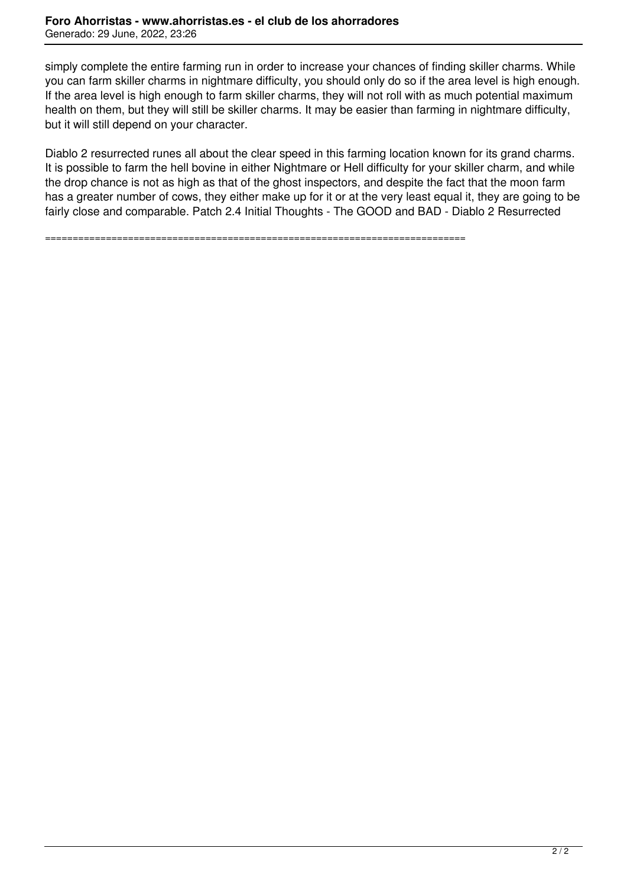simply complete the entire farming run in order to increase your chances of finding skiller charms. While you can farm skiller charms in nightmare difficulty, you should only do so if the area level is high enough. If the area level is high enough to farm skiller charms, they will not roll with as much potential maximum health on them, but they will still be skiller charms. It may be easier than farming in nightmare difficulty, but it will still depend on your character.

Diablo 2 resurrected runes all about the clear speed in this farming location known for its grand charms. It is possible to farm the hell bovine in either Nightmare or Hell difficulty for your skiller charm, and while the drop chance is not as high as that of the ghost inspectors, and despite the fact that the moon farm has a greater number of cows, they either make up for it or at the very least equal it, they are going to be fairly close and comparable. Patch 2.4 Initial Thoughts - The GOOD and BAD - Diablo 2 Resurrected

========================================================================